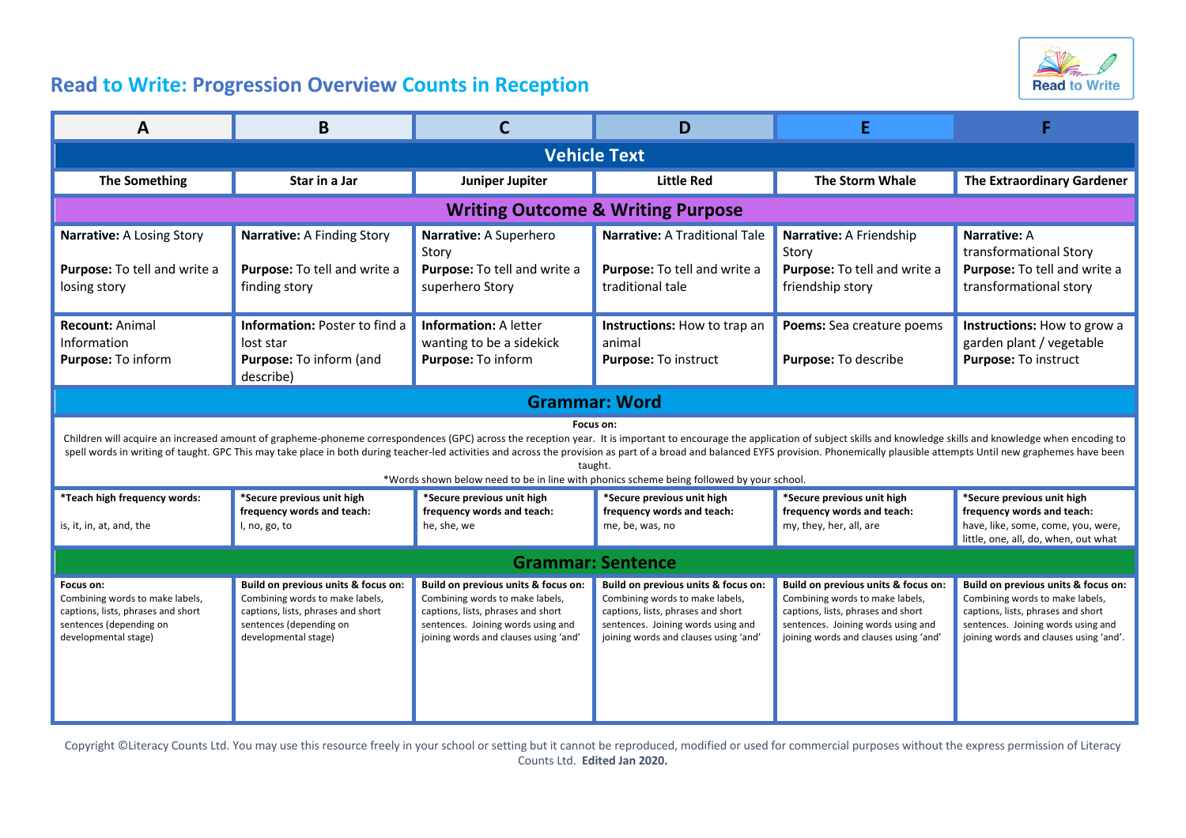# Read to Write: Progression Overview Counts in Reception

| A | B | C | D | E | F |
|---|---|---|---|---|---|
| **Vehicle Text** | | | | | |
| **The Something** | **Star in a Jar** | **Juniper Jupiter** | **Little Red** | **The Storm Whale** | **The Extraordinary Gardener** |
| **Writing Outcome & Writing Purpose** | | | | | |
| **Narrative:** A Losing Story<br><br>**Purpose:** To tell and write a losing story | **Narrative:** A Finding Story<br><br>**Purpose:** To tell and write a finding story | **Narrative:** A Superhero Story<br>**Purpose:** To tell and write a superhero Story | **Narrative:** A Traditional Tale<br><br>**Purpose:** To tell and write a traditional tale | **Narrative:** A Friendship Story<br>**Purpose:** To tell and write a friendship story | **Narrative:** A transformational Story<br>**Purpose:** To tell and write a transformational story |
| **Recount:** Animal Information<br>**Purpose:** To inform | **Information:** Poster to find a lost star<br>**Purpose:** To inform (and describe) | **Information:** A letter wanting to be a sidekick<br>**Purpose:** To inform | **Instructions:** How to trap an animal<br>**Purpose:** To instruct | **Poems:** Sea creature poems<br><br>**Purpose:** To describe | **Instructions:** How to grow a garden plant / vegetable<br>**Purpose:** To instruct |
| **Grammar: Word** | | | | | |
| **Focus on:**<br>Children will acquire an increased amount of grapheme-phoneme correspondences (GPC) across the reception year. It is important to encourage the application of subject skills and knowledge skills and knowledge when encoding to spell words in writing of taught. GPC This may take place in both during teacher-led activities and across the provision as part of a broad and balanced EYFS provision. Phonemically plausible attempts Until new graphemes have been taught.<br>*Words shown below need to be in line with phonics scheme being followed by your school. | | | | | |
| ***Teach high frequency words:**<br><br>is, it, in, at, and, the | ***Secure previous unit high frequency words and teach:**<br>I, no, go, to | ***Secure previous unit high frequency words and teach:**<br>he, she, we | ***Secure previous unit high frequency words and teach:**<br>me, be, was, no | ***Secure previous unit high frequency words and teach:**<br>my, they, her, all, are | ***Secure previous unit high frequency words and teach:**<br>have, like, some, come, you, were, little, one, all, do, when, out what |
| **Grammar: Sentence** | | | | | |
| **Focus on:**<br>Combining words to make labels, captions, lists, phrases and short sentences (depending on developmental stage) | **Build on previous units & focus on:**<br>Combining words to make labels, captions, lists, phrases and short sentences (depending on developmental stage) | **Build on previous units & focus on:**<br>Combining words to make labels, captions, lists, phrases and short sentences. Joining words using and joining words and clauses using 'and' | **Build on previous units & focus on:**<br>Combining words to make labels, captions, lists, phrases and short sentences. Joining words using and joining words and clauses using 'and' | **Build on previous units & focus on:**<br>Combining words to make labels, captions, lists, phrases and short sentences. Joining words using and joining words and clauses using 'and' | **Build on previous units & focus on:**<br>Combining words to make labels, captions, lists, phrases and short sentences. Joining words using and joining words and clauses using 'and'. |

Copyright ©Literacy Counts Ltd. You may use this resource freely in your school or setting but it cannot be reproduced, modified or used for commercial purposes without the express permission of Literacy Counts Ltd. **Edited Jan 2020.**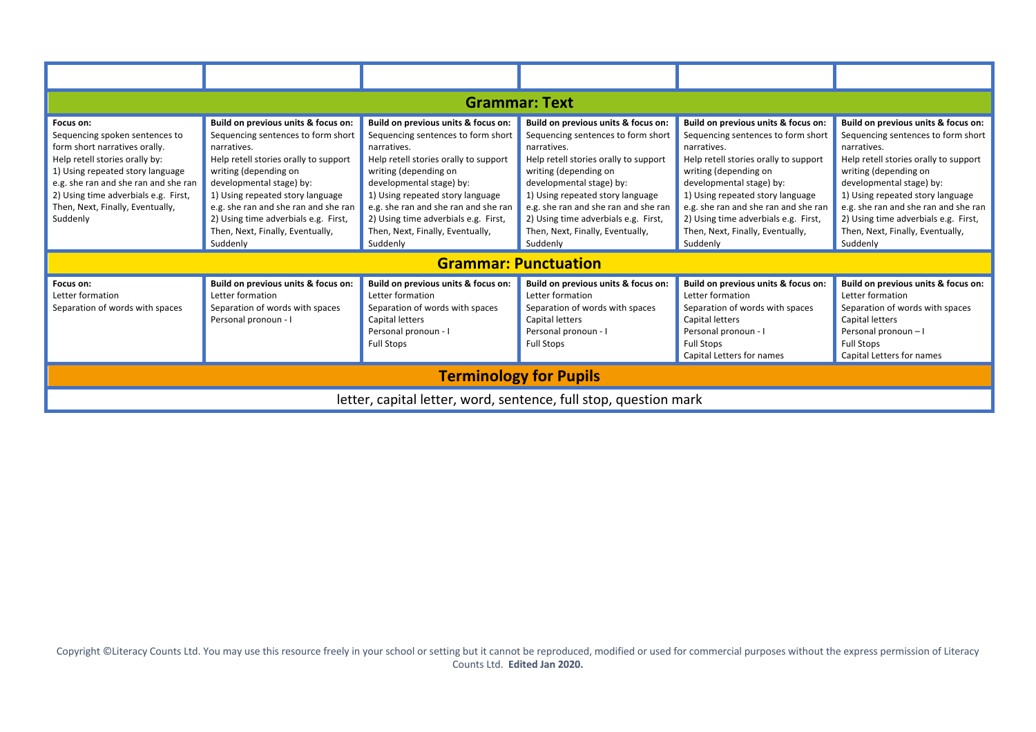| | | | | | |
|---|---|---|---|---|---|
| **Grammar: Text** | | | | | |
| **Focus on:**<br>Sequencing spoken sentences to form short narratives orally.<br>Help retell stories orally by:<br>1) Using repeated story language e.g. she ran and she ran and she ran<br>2) Using time adverbials e.g. First, Then, Next, Finally, Eventually, Suddenly | **Build on previous units & focus on:**<br>Sequencing sentences to form short narratives.<br>Help retell stories orally to support writing (depending on developmental stage) by:<br>1) Using repeated story language e.g. she ran and she ran and she ran<br>2) Using time adverbials e.g. First, Then, Next, Finally, Eventually, Suddenly | **Build on previous units & focus on:**<br>Sequencing sentences to form short narratives.<br>Help retell stories orally to support writing (depending on developmental stage) by:<br>1) Using repeated story language e.g. she ran and she ran and she ran<br>2) Using time adverbials e.g. First, Then, Next, Finally, Eventually, Suddenly | **Build on previous units & focus on:**<br>Sequencing sentences to form short narratives.<br>Help retell stories orally to support writing (depending on developmental stage) by:<br>1) Using repeated story language e.g. she ran and she ran and she ran<br>2) Using time adverbials e.g. First, Then, Next, Finally, Eventually, Suddenly | **Build on previous units & focus on:**<br>Sequencing sentences to form short narratives.<br>Help retell stories orally to support writing (depending on developmental stage) by:<br>1) Using repeated story language e.g. she ran and she ran and she ran<br>2) Using time adverbials e.g. First, Then, Next, Finally, Eventually, Suddenly | **Build on previous units & focus on:**<br>Sequencing sentences to form short narratives.<br>Help retell stories orally to support writing (depending on developmental stage) by:<br>1) Using repeated story language e.g. she ran and she ran and she ran<br>2) Using time adverbials e.g. First, Then, Next, Finally, Eventually, Suddenly |
| **Grammar: Punctuation** | | | | | |
| **Focus on:**<br>Letter formation<br>Separation of words with spaces | **Build on previous units & focus on:**<br>Letter formation<br>Separation of words with spaces<br>Personal pronoun - I | **Build on previous units & focus on:**<br>Letter formation<br>Separation of words with spaces<br>Capital letters<br>Personal pronoun - I<br>Full Stops | **Build on previous units & focus on:**<br>Letter formation<br>Separation of words with spaces<br>Capital letters<br>Personal pronoun - I<br>Full Stops | **Build on previous units & focus on:**<br>Letter formation<br>Separation of words with spaces<br>Capital letters<br>Personal pronoun - I<br>Full Stops<br>Capital Letters for names | **Build on previous units & focus on:**<br>Letter formation<br>Separation of words with spaces<br>Capital letters<br>Personal pronoun – I<br>Full Stops<br>Capital Letters for names |
| **Terminology for Pupils** | | | | | |
| letter, capital letter, word, sentence, full stop, question mark | | | | | |

Copyright ©Literacy Counts Ltd. You may use this resource freely in your school or setting but it cannot be reproduced, modified or used for commercial purposes without the express permission of Literacy Counts Ltd. **Edited Jan 2020.**